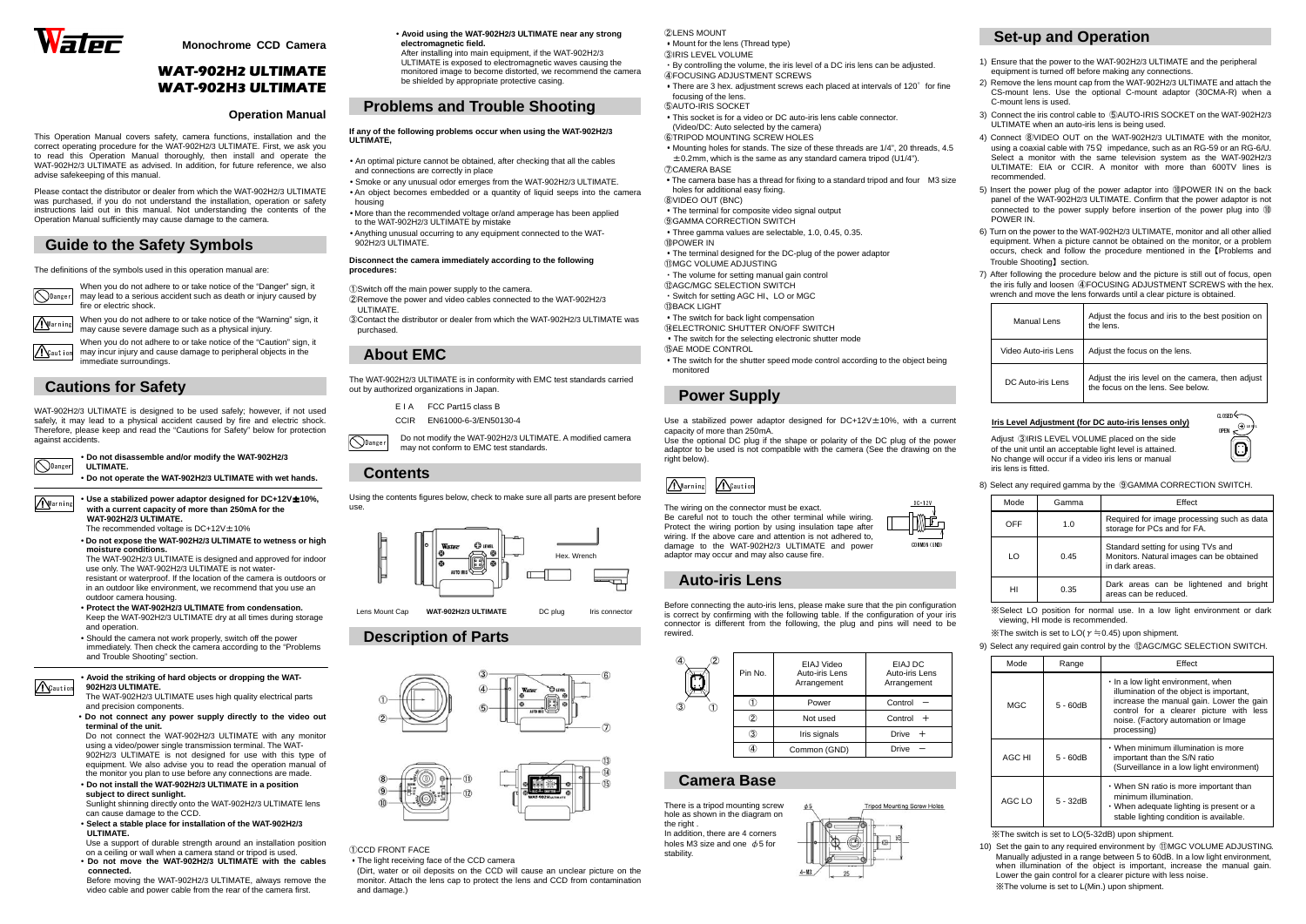Monochrome CCD Camera

# WAT-902H2 ULTIMATE
# WAT-902H3 ULTIMATE

### Operation Manual

This Operation Manual covers safety, camera functions, installation and the correct operating procedure for the WAT-902H2/3 ULTIMATE. First, we ask you to read this Operation Manual thoroughly, then install and operate the WAT-902H2/3 ULTIMATE as advised. In addition, for future reference, we also advise safekeeping of this manual.

Please contact the distributor or dealer from which the WAT-902H2/3 ULTIMATE was purchased, if you do not understand the installation, operation or safety instructions laid out in this manual. Not understanding the contents of the Operation Manual sufficiently may cause damage to the camera.

## Guide to the Safety Symbols

The definitions of the symbols used in this operation manual are:

Danger: When you do not adhere to or take notice of the "Danger" sign, it may lead to a serious accident such as death or injury caused by fire or electric shock.

Warning: When you do not adhere to or take notice of the "Warning" sign, it may cause severe damage such as a physical injury.

Caution: When you do not adhere to or take notice of the "Caution" sign, it may incur injury and cause damage to peripheral objects in the immediate surroundings.

## Cautions for Safety

WAT-902H2/3 ULTIMATE is designed to be used safely; however, if not used safely, it may lead to a physical accident caused by fire and electric shock. Therefore, please keep and read the "Cautions for Safety" below for protection against accidents.

Danger

- **Do not disassemble and/or modify the WAT-902H2/3 ULTIMATE.**
- **Do not operate the WAT-902H2/3 ULTIMATE with wet hands.**

Warning

- **Use a stabilized power adaptor designed for DC+12V±10%, with a current capacity of more than 250mA for the WAT-902H2/3 ULTIMATE.**
  The recommended voltage is DC+12V±10%
- **Do not expose the WAT-902H2/3 ULTIMATE to wetness or high moisture conditions.**
  The WAT-902H2/3 ULTIMATE is designed and approved for indoor use only. The WAT-902H2/3 ULTIMATE is not water-resistant or waterproof. If the location of the camera is outdoors or in an outdoor like environment, we recommend that you use an outdoor camera housing.
- **Protect the WAT-902H2/3 ULTIMATE from condensation.**
  Keep the WAT-902H2/3 ULTIMATE dry at all times during storage and operation.
- Should the camera not work properly, switch off the power immediately. Then check the camera according to the "Problems and Trouble Shooting" section.

Caution

- **Avoid the striking of hard objects or dropping the WAT-902H2/3 ULTIMATE.**
  The WAT-902H2/3 ULTIMATE uses high quality electrical parts and precision components.
- **Do not connect any power supply directly to the video out terminal of the unit.**
  Do not connect the WAT-902H2/3 ULTIMATE with any monitor using a video/power single transmission terminal. The WAT-902H2/3 ULTIMATE is not designed for use with this type of equipment. We also advise you to read the operation manual of the monitor you plan to use before any connections are made.
- **Do not install the WAT-902H2/3 ULTIMATE in a position subject to direct sunlight.**
  Sunlight shinning directly onto the WAT-902H2/3 ULTIMATE lens can cause damage to the CCD.
- **Select a stable place for installation of the WAT-902H2/3 ULTIMATE.**
  Use a support of durable strength around an installation position on a ceiling or wall when a camera stand or tripod is used.
- **Do not move the WAT-902H2/3 ULTIMATE with the cables connected.**
  Before moving the WAT-902H2/3 ULTIMATE, always remove the video cable and power cable from the rear of the camera first.
- **Avoid using the WAT-902H2/3 ULTIMATE near any strong electromagnetic field.**
  After installing into main equipment, if the WAT-902H2/3 ULTIMATE is exposed to electromagnetic waves causing the monitored image to become distorted, we recommend the camera be shielded by appropriate protective casing.

## Problems and Trouble Shooting

**If any of the following problems occur when using the WAT-902H2/3 ULTIMATE,**

- An optimal picture cannot be obtained, after checking that all the cables and connections are correctly in place
- Smoke or any unusual odor emerges from the WAT-902H2/3 ULTIMATE.
- An object becomes embedded or a quantity of liquid seeps into the camera housing
- More than the recommended voltage or/and amperage has been applied to the WAT-902H2/3 ULTIMATE by mistake
- Anything unusual occurring to any equipment connected to the WAT-902H2/3 ULTIMATE.

**Disconnect the camera immediately according to the following procedures:**

①Switch off the main power supply to the camera.
②Remove the power and video cables connected to the WAT-902H2/3 ULTIMATE.
③Contact the distributor or dealer from which the WAT-902H2/3 ULTIMATE was purchased.

## About EMC

The WAT-902H2/3 ULTIMATE is in conformity with EMC test standards carried out by authorized organizations in Japan.

EIA FCC Part15 class B
CCIR EN61000-6-3/EN50130-4

Danger: Do not modify the WAT-902H2/3 ULTIMATE. A modified camera may not conform to EMC test standards.

## Contents

Using the contents figures below, check to make sure all parts are present before use.

Lens Mount Cap | **WAT-902H2/3 ULTIMATE** | DC plug | Iris connector | Hex. Wrench

## Description of Parts

①CCD FRONT FACE
- The light receiving face of the CCD camera
  (Dirt, water or oil deposits on the CCD will cause an unclear picture on the monitor. Attach the lens cap to protect the lens and CCD from contamination and damage.)

②LENS MOUNT
- Mount for the lens (Thread type)

③IRIS LEVEL VOLUME
- By controlling the volume, the iris level of a DC iris lens can be adjusted.

④FOCUSING ADJUSTMENT SCREWS
- There are 3 hex. adjustment screws each placed at intervals of 120° for fine focusing of the lens.

⑤AUTO-IRIS SOCKET
- This socket is for a video or DC auto-iris lens cable connector. (Video/DC: Auto selected by the camera)

⑥TRIPOD MOUNTING SCREW HOLES
- Mounting holes for stands. The size of these threads are 1/4", 20 threads, 4.5 ±0.2mm, which is the same as any standard camera tripod (U1/4").

⑦CAMERA BASE
- The camera base has a thread for fixing to a standard tripod and four M3 size holes for additional easy fixing.

⑧VIDEO OUT (BNC)
- The terminal for composite video signal output

⑨GAMMA CORRECTION SWITCH
- Three gamma values are selectable, 1.0, 0.45, 0.35.

⑩POWER IN
- The terminal designed for the DC-plug of the power adaptor

⑪MGC VOLUME ADJUSTING
- The volume for setting manual gain control

⑫AGC/MGC SELECTION SWITCH
- Switch for setting AGC HI、LO or MGC

⑬BACK LIGHT
- The switch for back light compensation

⑭ELECTRONIC SHUTTER ON/OFF SWITCH
- The switch for the selecting electronic shutter mode

⑮AE MODE CONTROL
- The switch for the shutter speed mode control according to the object being monitored

## Power Supply

Use a stabilized power adaptor designed for DC+12V±10%, with a current capacity of more than 250mA.
Use the optional DC plug if the shape or polarity of the DC plug of the power adaptor to be used is not compatible with the camera (See the drawing on the right below).

Warning / Caution

The wiring on the connector must be exact.
Be careful not to touch the other terminal while wiring. Protect the wiring portion by using insulation tape after wiring. If the above care and attention is not adhered to, damage to the WAT-902H2/3 ULTIMATE and power adaptor may occur and may also cause fire.

DC+12V / COMMON (GND)

## Auto-iris Lens

Before connecting the auto-iris lens, please make sure that the pin configuration is correct by confirming with the following table. If the configuration of your iris connector is different from the following, the plug and pins will need to be rewired.

| Pin No. | EIAJ Video Auto-iris Lens Arrangement | EIAJ DC Auto-iris Lens Arrangement |
|---|---|---|
| ① | Power | Control − |
| ② | Not used | Control ＋ |
| ③ | Iris signals | Drive ＋ |
| ④ | Common (GND) | Drive − |

## Camera Base

There is a tripod mounting screw hole as shown in the diagram on the right .
In addition, there are 4 corners holes M3 size and one φ5 for stability.

Tripod Mounting Screw Holes | φ5 | 4-M3 | 25

## Set-up and Operation

1) Ensure that the power to the WAT-902H2/3 ULTIMATE and the peripheral equipment is turned off before making any connections.
2) Remove the lens mount cap from the WAT-902H2/3 ULTIMATE and attach the CS-mount lens. Use the optional C-mount adaptor (30CMA-R) when a C-mount lens is used.
3) Connect the iris control cable to ⑤AUTO-IRIS SOCKET on the WAT-902H2/3 ULTIMATE when an auto-iris lens is being used.
4) Connect ⑧VIDEO OUT on the WAT-902H2/3 ULTIMATE with the monitor, using a coaxial cable with 75Ω impedance, such as an RG-59 or an RG-6/U. Select a monitor with the same television system as the WAT-902H2/3 ULTIMATE: EIA or CCIR. A monitor with more than 600TV lines is recommended.
5) Insert the power plug of the power adaptor into ⑩POWER IN on the back panel of the WAT-902H2/3 ULTIMATE. Confirm that the power adaptor is not connected to the power supply before insertion of the power plug into ⑩ POWER IN.
6) Turn on the power to the WAT-902H2/3 ULTIMATE, monitor and all other allied equipment. When a picture cannot be obtained on the monitor, or a problem occurs, check and follow the procedure mentioned in the【Problems and Trouble Shooting】section.
7) After following the procedure below and the picture is still out of focus, open the iris fully and loosen ④FOCUSING ADJUSTMENT SCREWS with the hex. wrench and move the lens forwards until a clear picture is obtained.

| Manual Lens | Adjust the focus and iris to the best position on the lens. |
|---|---|
| Video Auto-iris Lens | Adjust the focus on the lens. |
| DC Auto-iris Lens | Adjust the iris level on the camera, then adjust the focus on the lens. See below. |

**Iris Level Adjustment (for DC auto-iris lenses only)**

Adjust ③IRIS LEVEL VOLUME placed on the side of the unit until an acceptable light level is attained. No change will occur if a video iris lens or manual iris lens is fitted.

CLOSED / OPEN

8) Select any required gamma by the ⑨GAMMA CORRECTION SWITCH.

| Mode | Gamma | Effect |
|---|---|---|
| OFF | 1.0 | Required for image processing such as data storage for PCs and for FA. |
| LO | 0.45 | Standard setting for using TVs and Monitors. Natural images can be obtained in dark areas. |
| HI | 0.35 | Dark areas can be lightened and bright areas can be reduced. |

※Select LO position for normal use. In a low light environment or dark viewing, HI mode is recommended.
※The switch is set to LO($\gamma$≒0.45) upon shipment.

9) Select any required gain control by the ⑫AGC/MGC SELECTION SWITCH.

| Mode | Range | Effect |
|---|---|---|
| MGC | 5 - 60dB | ・In a low light environment, when illumination of the object is important, increase the manual gain. Lower the gain control for a clearer picture with less noise. (Factory automation or Image processing) |
| AGC HI | 5 - 60dB | ・When minimum illumination is more important than the S/N ratio (Surveillance in a low light environment) |
| AGC LO | 5 - 32dB | ・When SN ratio is more important than minimum illumination. ・When adequate lighting is present or a stable lighting condition is available. |

※The switch is set to LO(5-32dB) upon shipment.

10) Set the gain to any required environment by ⑪MGC VOLUME ADJUSTING. Manually adjusted in a range between 5 to 60dB. In a low light environment, when illumination of the object is important, increase the manual gain. Lower the gain control for a clearer picture with less noise.
※The volume is set to L(Min.) upon shipment.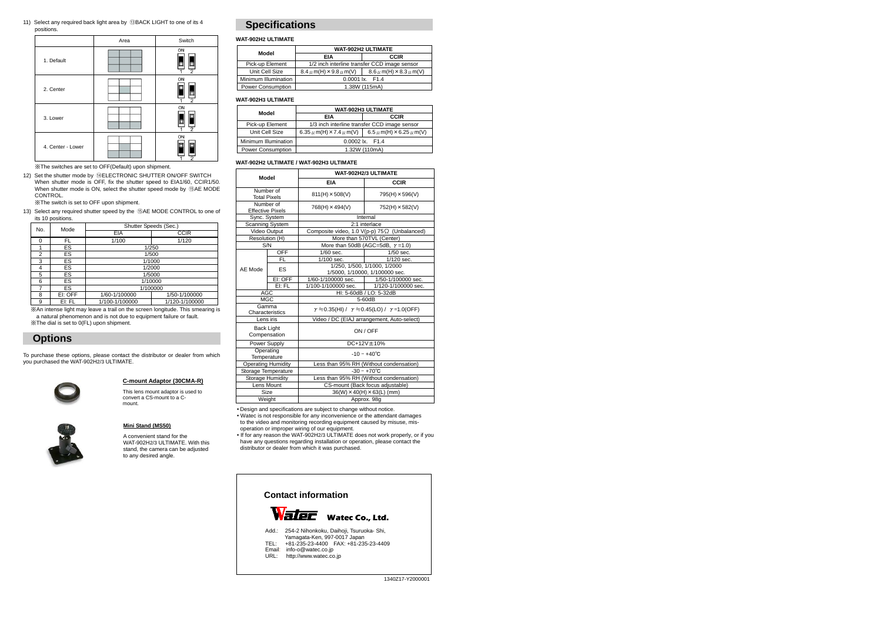11) Select any required back light area by ⑬BACK LIGHT to one of its 4 positions.

| | Area | Switch |
|---|---|---|
| 1. Default | | ON 1 2 |
| 2. Center | | ON 1 2 |
| 3. Lower | | ON 1 2 |
| 4. Center - Lower | | ON 1 2 |

※The switches are set to OFF(Default) upon shipment.

12) Set the shutter mode by ⑭ELECTRONIC SHUTTER ON/OFF SWITCH
When shutter mode is OFF, fix the shutter speed to EIA1/60, CCIR1/50. When shutter mode is ON, select the shutter speed mode by ⑮AE MODE CONTROL.
※The switch is set to OFF upon shipment.

13) Select any required shutter speed by the ⑮AE MODE CONTROL to one of its 10 positions.

| No. | Mode | Shutter Speeds (Sec.) | |
|---|---|---|---|
| | | EIA | CCIR |
| 0 | FL | 1/100 | 1/120 |
| 1 | ES | 1/250 | |
| 2 | ES | 1/500 | |
| 3 | ES | 1/1000 | |
| 4 | ES | 1/2000 | |
| 5 | ES | 1/5000 | |
| 6 | ES | 1/10000 | |
| 7 | ES | 1/100000 | |
| 8 | EI: OFF | 1/60-1/100000 | 1/50-1/100000 |
| 9 | EI: FL | 1/100-1/100000 | 1/120-1/100000 |

※An intense light may leave a trail on the screen longitude. This smearing is a natural phenomenon and is not due to equipment failure or fault.
※The dial is set to 0(FL) upon shipment.

## Options

To purchase these options, please contact the distributor or dealer from which you purchased the WAT-902H2/3 ULTIMATE.

**C-mount Adaptor (30CMA-R)**

This lens mount adaptor is used to convert a CS-mount to a C-mount.

**Mini Stand (MS50)**

A convenient stand for the WAT-902H2/3 ULTIMATE. With this stand, the camera can be adjusted to any desired angle.

## Specifications

**WAT-902H2 ULTIMATE**

| Model | WAT-902H2 ULTIMATE | |
|---|---|---|
| | EIA | CCIR |
| Pick-up Element | 1/2 inch interline transfer CCD image sensor | |
| Unit Cell Size | 8.4 μm(H) × 9.8 μm(V) | 8.6 μm(H) × 8.3 μm(V) |
| Minimum Illumination | 0.0001 lx. F1.4 | |
| Power Consumption | 1.38W (115mA) | |

**WAT-902H3 ULTIMATE**

| Model | WAT-902H3 ULTIMATE | |
|---|---|---|
| | EIA | CCIR |
| Pick-up Element | 1/3 inch interline transfer CCD image sensor | |
| Unit Cell Size | 6.35 μm(H) × 7.4 μm(V) | 6.5 μm(H) × 6.25 μm(V) |
| Minimum Illumination | 0.0002 lx. F1.4 | |
| Power Consumption | 1.32W (110mA) | |

**WAT-902H2 ULTIMATE / WAT-902H3 ULTIMATE**

| Model | | WAT-902H2/3 ULTIMATE | |
|---|---|---|---|
| | | EIA | CCIR |
| Number of Total Pixels | | 811(H) × 508(V) | 795(H) × 596(V) |
| Number of Effective Pixels | | 768(H) × 494(V) | 752(H) × 582(V) |
| Sync. System | | Internal | |
| Scanning System | | 2:1 interlace | |
| Video Output | | Composite video, 1.0 V(p-p) 75Ω (Unbalanced) | |
| Resolution (H) | | More than 570TVL (Center) | |
| S/N | | More than 50dB (AGC=5dB, γ=1.0) | |
| AE Mode | OFF | 1/60 sec. | 1/50 sec. |
| | FL | 1/100 sec. | 1/120 sec. |
| | ES | 1/250, 1/500, 1/1000, 1/2000 1/5000, 1/10000, 1/100000 sec. | |
| | EI: OFF | 1/60-1/100000 sec. | 1/50-1/100000 sec. |
| | EI: FL | 1/100-1/100000 sec. | 1/120-1/100000 sec. |
| AGC | | HI: 5-60dB / LO: 5-32dB | |
| MGC | | 5-60dB | |
| Gamma Characteristics | | γ≒0.35(HI) / γ≒0.45(LO) / γ=1.0(OFF) | |
| Lens iris | | Video / DC (EIAJ arrangement, Auto-select) | |
| Back Light Compensation | | ON / OFF | |
| Power Supply | | DC+12V±10% | |
| Operating Temperature | | -10 ~ +40℃ | |
| Operating Humidity | | Less than 95% RH (Without condensation) | |
| Storage Temperature | | -30 ~ +70℃ | |
| Storage Humidity | | Less than 95% RH (Without condensation) | |
| Lens Mount | | CS-mount (Back focus adjustable) | |
| Size | | 36(W) × 40(H) × 63(L) (mm) | |
| Weight | | Approx. 98g | |

- Design and specifications are subject to change without notice.
- Watec is not responsible for any inconvenience or the attendant damages to the video and monitoring recording equipment caused by misuse, mis-operation or improper wiring of our equipment.
- If for any reason the WAT-902H2/3 ULTIMATE does not work properly, or if you have any questions regarding installation or operation, please contact the distributor or dealer from which it was purchased.

### Contact information

Watec Co., Ltd.

Add.: 254-2 Nihonkoku, Daihoji, Tsuruoka- Shi, Yamagata-Ken, 997-0017 Japan
TEL: +81-235-23-4400 FAX: +81-235-23-4409
Email: info-o@watec.co.jp
URL: http://www.watec.co.jp

1340Z17-Y2000001